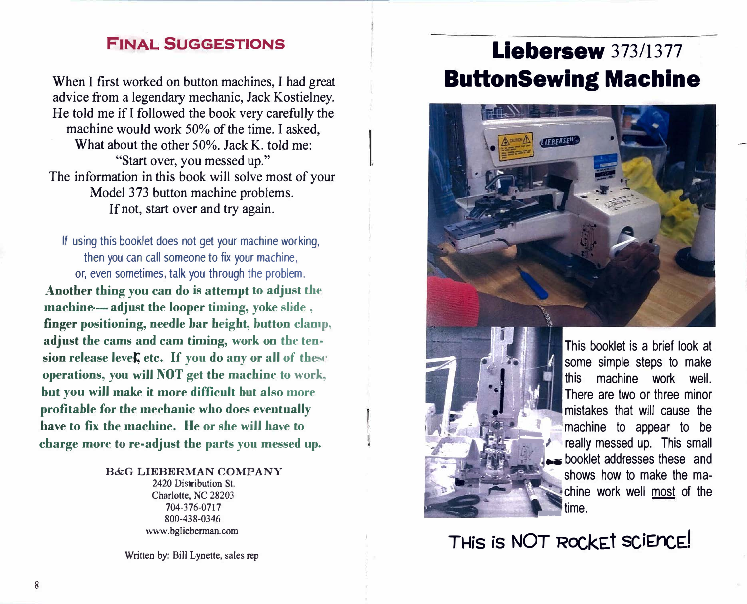## FINAL SUGGESTIONS

When I first worked on button machines, I had great advice from a legendary mechanic, Jack Kostielney. He told me if I followed the book very carefully the machine would work 50% of the time. I asked, What about the other 50%. Jack K. told me: "Start over, you messed up."
The information in this book will solve most of your Model 373 button machine problems.
If not, start over and try again.

If using this booklet does not get your machine working, then you can call someone to fix your machine, or, even sometimes, talk you through the problem.
**Another thing you can do is attempt to adjust the machine— adjust the looper timing, yoke slide, finger positioning, needle bar height, button clamp, adjust the cams and cam timing, work on the tension release lever, etc. If you do any or all of these operations, you will NOT get the machine to work, but you will make it more difficult but also more profitable for the mechanic who does eventually have to fix the machine. He or she will have to charge more to re-adjust the parts you messed up.**

B&G LIEBERMAN COMPANY
2420 Distribution St.
Charlotte, NC 28203
704-376-0717
800-438-0346
www.bglieberman.com

Written by: Bill Lynette, sales rep

# Liebersew 373/1377 ButtonSewing Machine

This booklet is a brief look at some simple steps to make this machine work well. There are two or three minor mistakes that will cause the machine to appear to be really messed up. This small booklet addresses these and shows how to make the machine work well most of the time.

THis is NOT RocKEt SCiEnCE!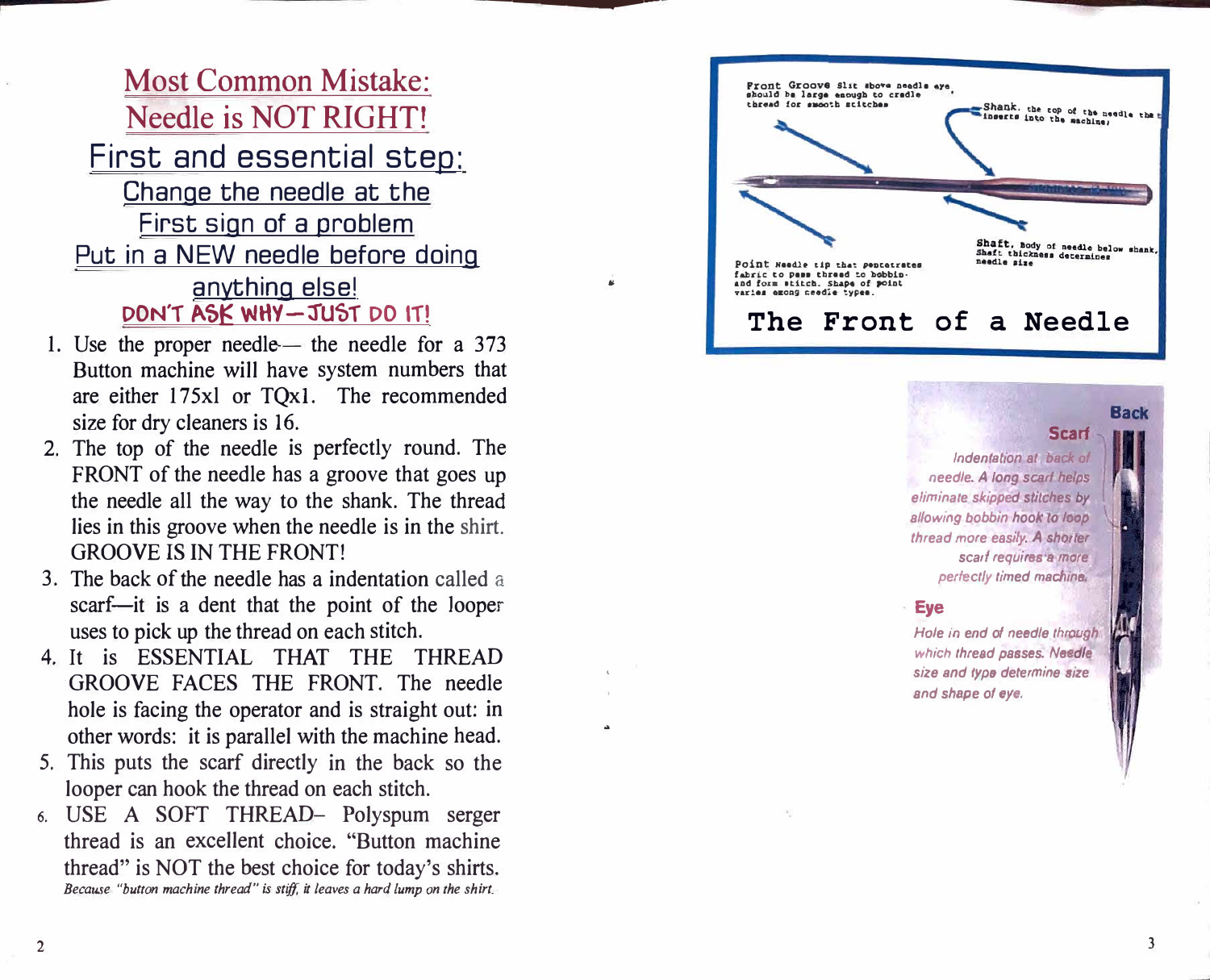# Most Common Mistake: Needle is NOT RIGHT!

## First and essential step:

### Change the needle at the First sign of a problem

### Put in a NEW needle before doing anything else!

**DON'T ASK WHY—JUST DO IT!**

1. Use the proper needle— the needle for a 373 Button machine will have system numbers that are either 175xl or TQx1. The recommended size for dry cleaners is 16.
2. The top of the needle is perfectly round. The FRONT of the needle has a groove that goes up the needle all the way to the shank. The thread lies in this groove when the needle is in the shirt. GROOVE IS IN THE FRONT!
3. The back of the needle has a indentation called a scarf—it is a dent that the point of the looper uses to pick up the thread on each stitch.
4. It is ESSENTIAL THAT THE THREAD GROOVE FACES THE FRONT. The needle hole is facing the operator and is straight out: in other words: it is parallel with the machine head.
5. This puts the scarf directly in the back so the looper can hook the thread on each stitch.
6. USE A SOFT THREAD– Polyspum serger thread is an excellent choice. "Button machine thread" is NOT the best choice for today's shirts.

*Because "button machine thread" is stiff, it leaves a hard lump on the shirt.*

**Front Groove** Slit above needle eye should be large enough to cradle thread for smooth stitches

**Shank.** the top of the needle that inserts into the machine.

**Point** Needle tip that penetrates fabric to pass thread to bobbin and form stitch. Shape of point varies among needle types.

**Shaft.** Body of needle below shank. Shaft thickness determines needle size

## The Front of a Needle

**Back**

**Scarf**

*Indentation at back of needle. A long scarf helps eliminate skipped stitches by allowing bobbin hook to loop thread more easily. A shorter scarf requires a more perfectly timed machine.*

**Eye**

*Hole in end of needle through which thread passes. Needle size and type determine size and shape of eye.*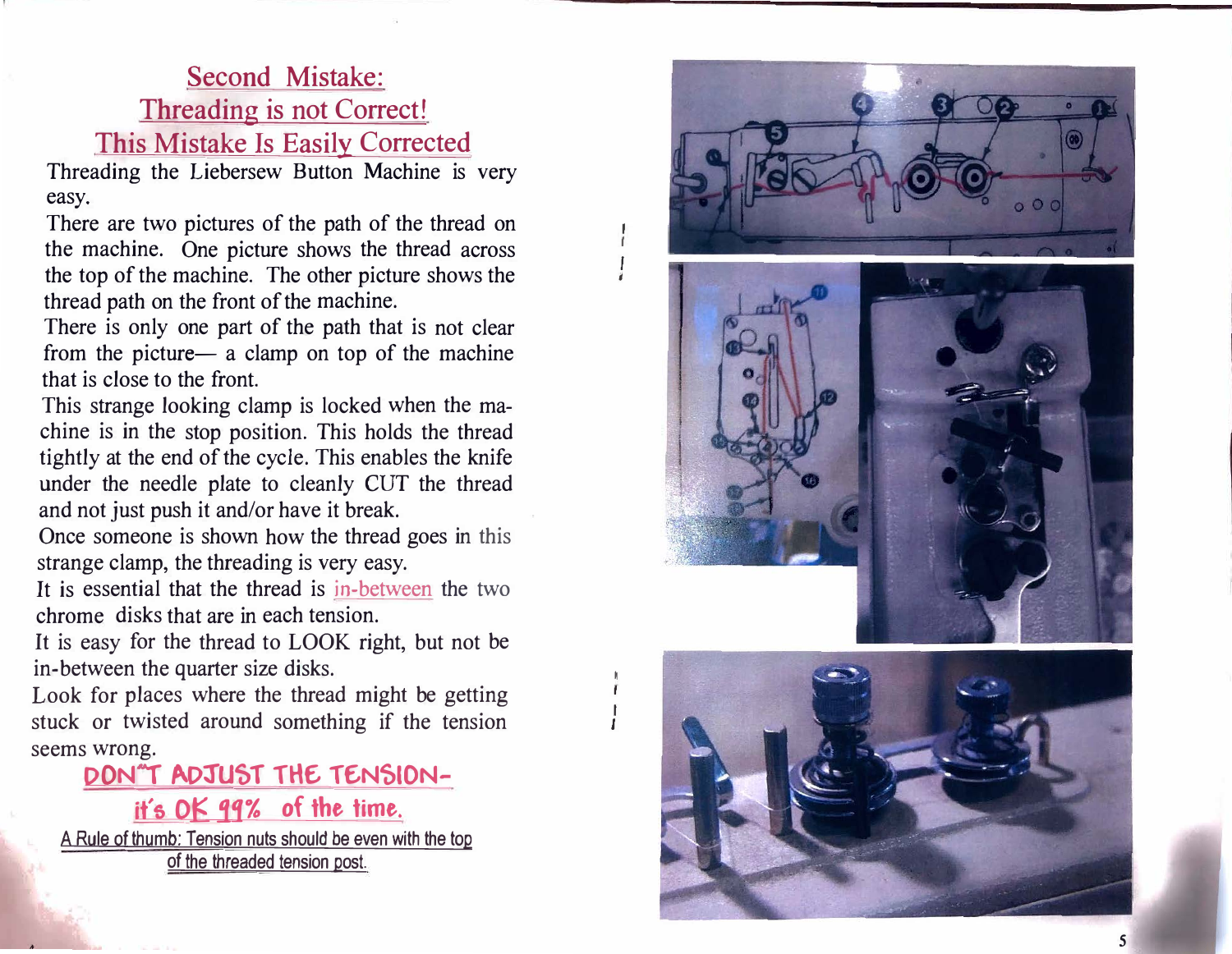## Second Mistake:
## Threading is not Correct!
## This Mistake Is Easily Corrected

Threading the Liebersew Button Machine is very easy.

There are two pictures of the path of the thread on the machine. One picture shows the thread across the top of the machine. The other picture shows the thread path on the front of the machine.

There is only one part of the path that is not clear from the picture— a clamp on top of the machine that is close to the front.

This strange looking clamp is locked when the machine is in the stop position. This holds the thread tightly at the end of the cycle. This enables the knife under the needle plate to cleanly CUT the thread and not just push it and/or have it break.

Once someone is shown how the thread goes in this strange clamp, the threading is very easy.

It is essential that the thread is in-between the two chrome disks that are in each tension.

It is easy for the thread to LOOK right, but not be in-between the quarter size disks.

Look for places where the thread might be getting stuck or twisted around something if the tension seems wrong.

**DON'T ADJUST THE TENSION-**

**it's OK 99% of the time.**

A Rule of thumb: Tension nuts should be even with the top of the threaded tension post.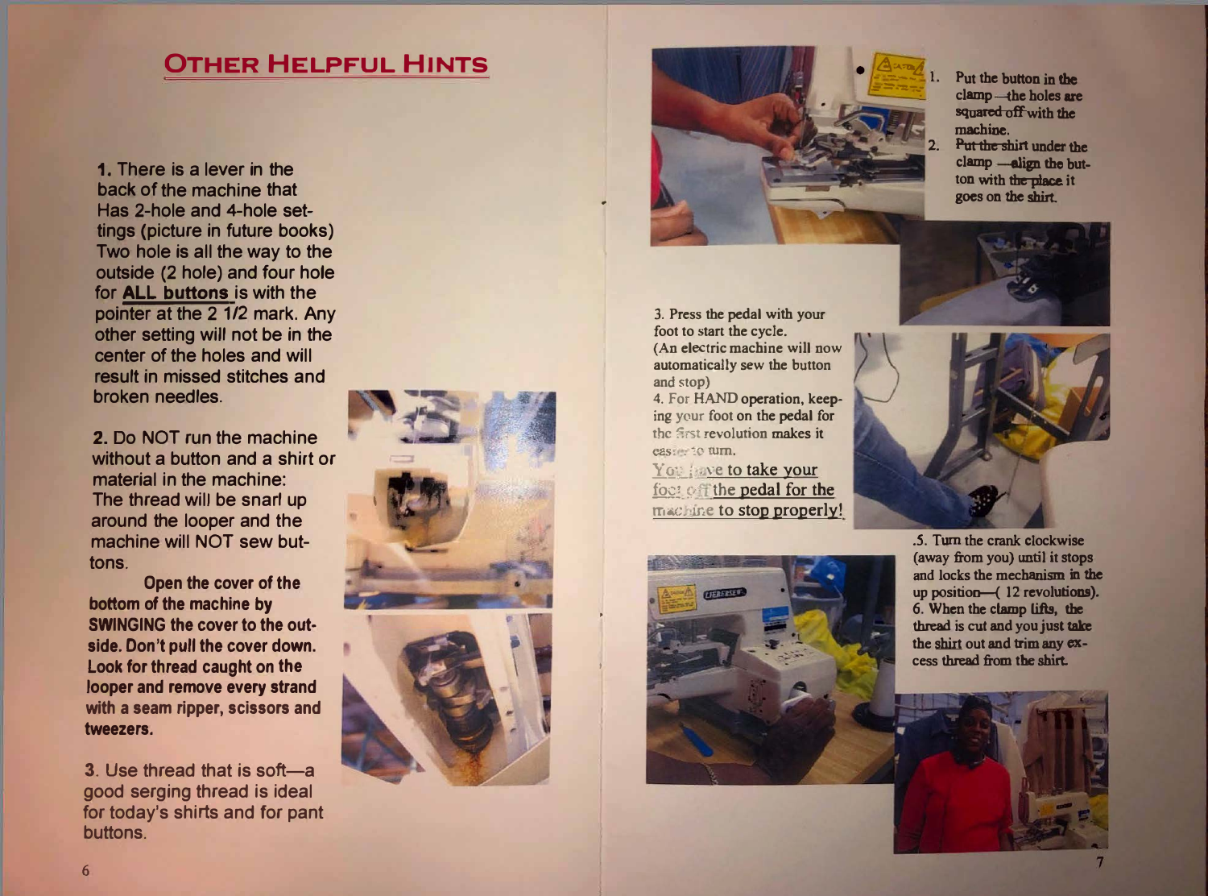## Other Helpful Hints

**1.** There is a lever in the back of the machine that Has 2-hole and 4-hole settings (picture in future books) Two hole is all the way to the outside (2 hole) and four hole for **ALL buttons** is with the pointer at the 2 1/2 mark. Any other setting will not be in the center of the holes and will result in missed stitches and broken needles.

**2.** Do NOT run the machine without a button and a shirt or material in the machine: The thread will be snarl up around the looper and the machine will NOT sew buttons.

**Open the cover of the bottom of the machine by SWINGING the cover to the outside. Don't pull the cover down. Look for thread caught on the looper and remove every strand with a seam ripper, scissors and tweezers.**

**3**. Use thread that is soft—a good serging thread is ideal for today's shirts and for pant buttons.

1. Put the button in the clamp—the holes are squared off with the machine.
2. Put the shirt under the clamp —align the button with the place it goes on the shirt.

3. Press the pedal with your foot to start the cycle. (An electric machine will now automatically sew the button and stop)
4. For HAND operation, keeping your foot on the pedal for the first revolution makes it easier to turn.

<u>You have to take your foot off the pedal for the machine to stop properly!</u>

5. Turn the crank clockwise (away from you) until it stops and locks the mechanism in the up position—( 12 revolutions).
6. When the clamp lifts, the thread is cut and you just take the shirt out and trim any excess thread from the shirt.